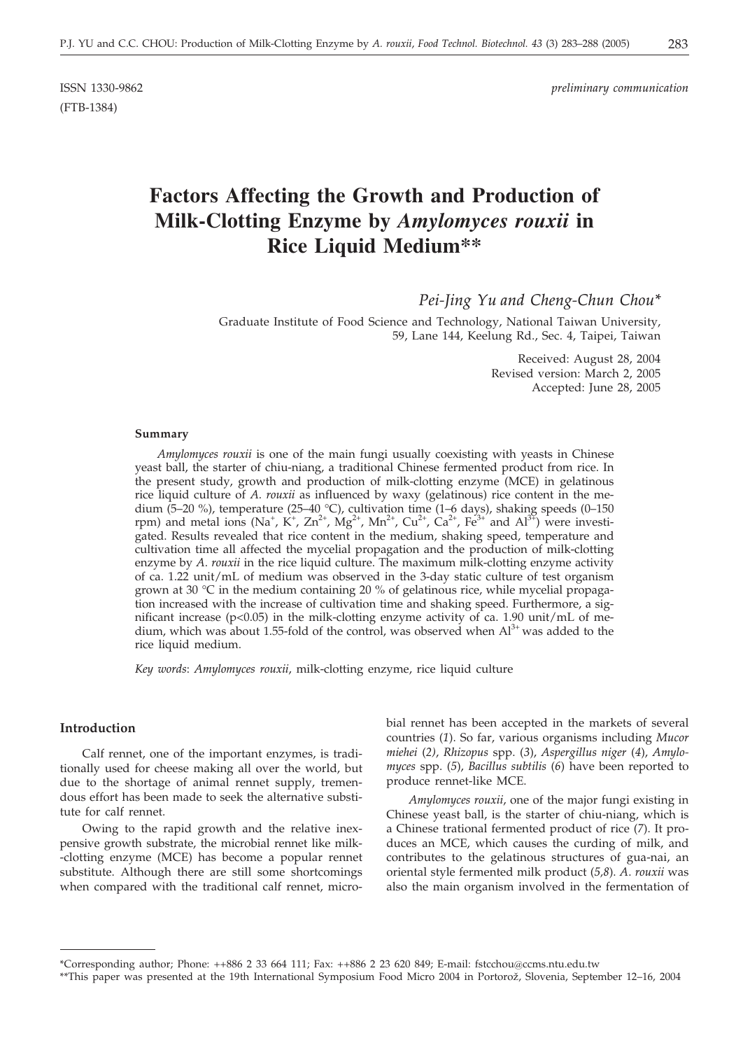ISSN 1330-9862 *preliminary communication*

(FTB-1384)

# Factors Affecting the Growth and Production of Milk-Clotting Enzyme by *Amylomyces rouxii* in Rice Liquid Medium**

*Pei-Jing Yu and Cheng-Chun Chou**

Graduate Institute of Food Science and Technology, National Taiwan University, 59, Lane 144, Keelung Rd., Sec. 4, Taipei, Taiwan

Received: August 28, 2004
Revised version: March 2, 2005
Accepted: June 28, 2005

#### Summary

*Amylomyces rouxii* is one of the main fungi usually coexisting with yeasts in Chinese yeast ball, the starter of chiu-niang, a traditional Chinese fermented product from rice. In the present study, growth and production of milk-clotting enzyme (MCE) in gelatinous rice liquid culture of *A. rouxii* as influenced by waxy (gelatinous) rice content in the medium (5–20 %), temperature (25–40 °C), cultivation time (1–6 days), shaking speeds (0–150 rpm) and metal ions ($Na^{+}$, $K^{+}$, $Zn^{2+}$, $Mg^{2+}$, $Mn^{2+}$, $Cu^{2+}$, $Ca^{2+}$, $Fe^{3+}$ and $Al^{3+}$) were investigated. Results revealed that rice content in the medium, shaking speed, temperature and cultivation time all affected the mycelial propagation and the production of milk-clotting enzyme by *A. rouxii* in the rice liquid culture. The maximum milk-clotting enzyme activity of ca. 1.22 unit/mL of medium was observed in the 3-day static culture of test organism grown at 30 °C in the medium containing 20 % of gelatinous rice, while mycelial propagation increased with the increase of cultivation time and shaking speed. Furthermore, a significant increase ($p<0.05$) in the milk-clotting enzyme activity of ca. 1.90 unit/mL of medium, which was about 1.55-fold of the control, was observed when $Al^{3+}$ was added to the rice liquid medium.

*Key words*: *Amylomyces rouxii*, milk-clotting enzyme, rice liquid culture

#### Introduction

Calf rennet, one of the important enzymes, is traditionally used for cheese making all over the world, but due to the shortage of animal rennet supply, tremendous effort has been made to seek the alternative substitute for calf rennet.

Owing to the rapid growth and the relative inexpensive growth substrate, the microbial rennet like milk-clotting enzyme (MCE) has become a popular rennet substitute. Although there are still some shortcomings when compared with the traditional calf rennet, microbial rennet has been accepted in the markets of several countries (*1*). So far, various organisms including *Mucor miehei* (*2*), *Rhizopus* spp. (*3*), *Aspergillus niger* (*4*), *Amylomyces* spp. (*5*), *Bacillus subtilis* (*6*) have been reported to produce rennet-like MCE.

*Amylomyces rouxii*, one of the major fungi existing in Chinese yeast ball, is the starter of chiu-niang, which is a Chinese trational fermented product of rice (*7*). It produces an MCE, which causes the curding of milk, and contributes to the gelatinous structures of gua-nai, an oriental style fermented milk product (*5,8*). *A. rouxii* was also the main organism involved in the fermentation of

*Corresponding author; Phone: ++886 2 33 664 111; Fax: ++886 2 23 620 849; E-mail: fstcchou@ccms.ntu.edu.tw

**This paper was presented at the 19th International Symposium Food Micro 2004 in Portorož, Slovenia, September 12–16, 2004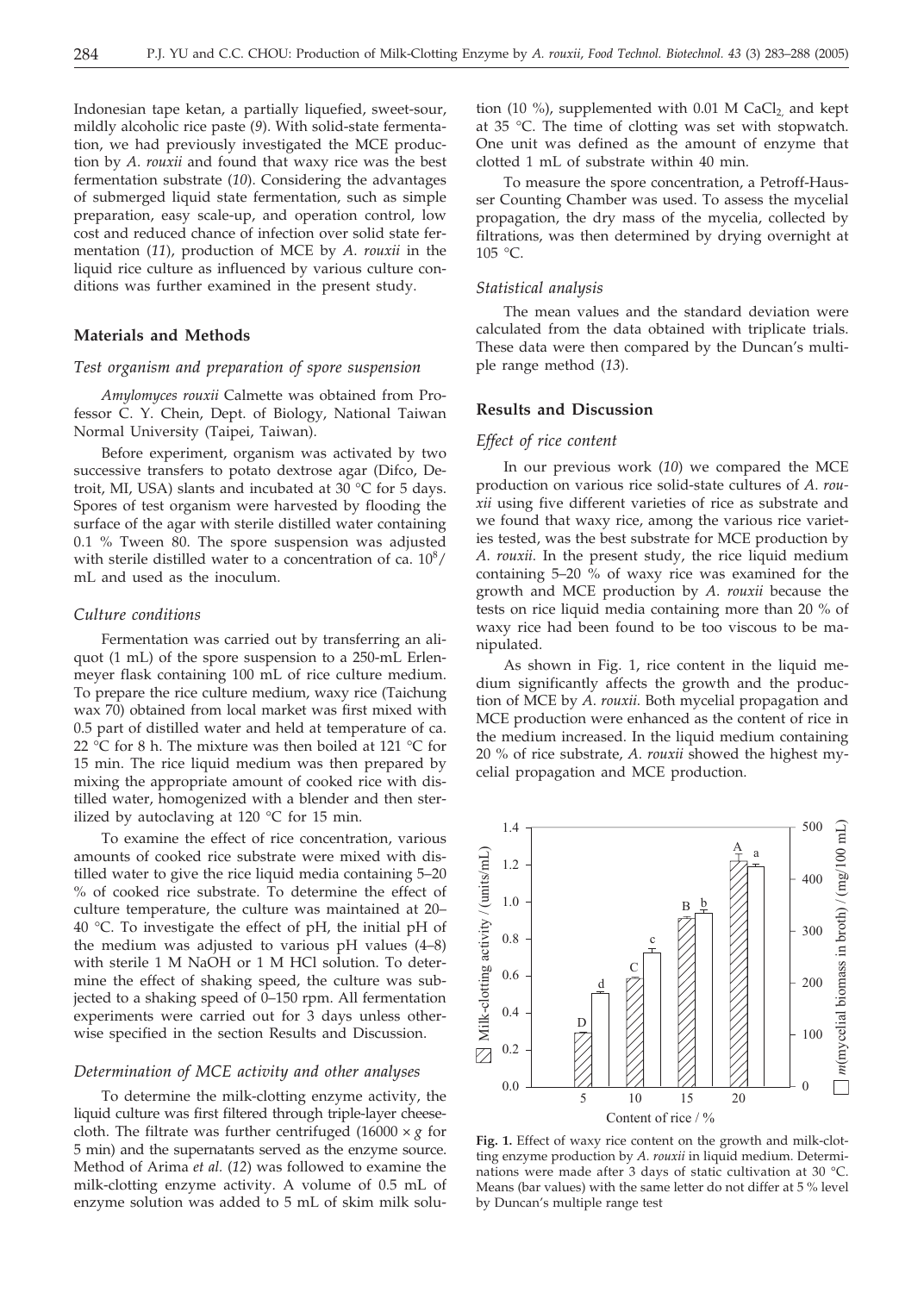Indonesian tape ketan, a partially liquefied, sweet-sour, mildly alcoholic rice paste (*9*). With solid-state fermentation, we had previously investigated the MCE production by *A. rouxii* and found that waxy rice was the best fermentation substrate (*10*). Considering the advantages of submerged liquid state fermentation, such as simple preparation, easy scale-up, and operation control, low cost and reduced chance of infection over solid state fermentation (*11*), production of MCE by *A. rouxii* in the liquid rice culture as influenced by various culture conditions was further examined in the present study.

## Materials and Methods

### Test organism and preparation of spore suspension

*Amylomyces rouxii* Calmette was obtained from Professor C. Y. Chein, Dept. of Biology, National Taiwan Normal University (Taipei, Taiwan).

Before experiment, organism was activated by two successive transfers to potato dextrose agar (Difco, Detroit, MI, USA) slants and incubated at 30 °C for 5 days. Spores of test organism were harvested by flooding the surface of the agar with sterile distilled water containing 0.1 % Tween 80. The spore suspension was adjusted with sterile distilled water to a concentration of ca. $10^8$/mL and used as the inoculum.

### Culture conditions

Fermentation was carried out by transferring an aliquot (1 mL) of the spore suspension to a 250-mL Erlenmeyer flask containing 100 mL of rice culture medium. To prepare the rice culture medium, waxy rice (Taichung wax 70) obtained from local market was first mixed with 0.5 part of distilled water and held at temperature of ca. 22 °C for 8 h. The mixture was then boiled at 121 °C for 15 min. The rice liquid medium was then prepared by mixing the appropriate amount of cooked rice with distilled water, homogenized with a blender and then sterilized by autoclaving at 120 °C for 15 min.

To examine the effect of rice concentration, various amounts of cooked rice substrate were mixed with distilled water to give the rice liquid media containing 5–20 % of cooked rice substrate. To determine the effect of culture temperature, the culture was maintained at 20–40 °C. To investigate the effect of pH, the initial pH of the medium was adjusted to various pH values (4–8) with sterile 1 M NaOH or 1 M HCl solution. To determine the effect of shaking speed, the culture was subjected to a shaking speed of 0–150 rpm. All fermentation experiments were carried out for 3 days unless otherwise specified in the section Results and Discussion.

### Determination of MCE activity and other analyses

To determine the milk-clotting enzyme activity, the liquid culture was first filtered through triple-layer cheesecloth. The filtrate was further centrifuged (16000 × *g* for 5 min) and the supernatants served as the enzyme source. Method of Arima *et al.* (*12*) was followed to examine the milk-clotting enzyme activity. A volume of 0.5 mL of enzyme solution was added to 5 mL of skim milk solution (10 %), supplemented with 0.01 M $CaCl_2$ and kept at 35 °C. The time of clotting was set with stopwatch. One unit was defined as the amount of enzyme that clotted 1 mL of substrate within 40 min.

To measure the spore concentration, a Petroff-Hausser Counting Chamber was used. To assess the mycelial propagation, the dry mass of the mycelia, collected by filtrations, was then determined by drying overnight at 105 °C.

### Statistical analysis

The mean values and the standard deviation were calculated from the data obtained with triplicate trials. These data were then compared by the Duncan's multiple range method (*13*).

## Results and Discussion

### Effect of rice content

In our previous work (*10*) we compared the MCE production on various rice solid-state cultures of *A. rouxii* using five different varieties of rice as substrate and we found that waxy rice, among the various rice varieties tested, was the best substrate for MCE production by *A. rouxii*. In the present study, the rice liquid medium containing 5–20 % of waxy rice was examined for the growth and MCE production by *A. rouxii* because the tests on rice liquid media containing more than 20 % of waxy rice had been found to be too viscous to be manipulated.

As shown in Fig. 1, rice content in the liquid medium significantly affects the growth and the production of MCE by *A. rouxii.* Both mycelial propagation and MCE production were enhanced as the content of rice in the medium increased. In the liquid medium containing 20 % of rice substrate, *A. rouxii* showed the highest mycelial propagation and MCE production.

**Fig. 1.** Effect of waxy rice content on the growth and milk-clotting enzyme production by *A. rouxii* in liquid medium. Determinations were made after 3 days of static cultivation at 30 °C. Means (bar values) with the same letter do not differ at 5 % level by Duncan's multiple range test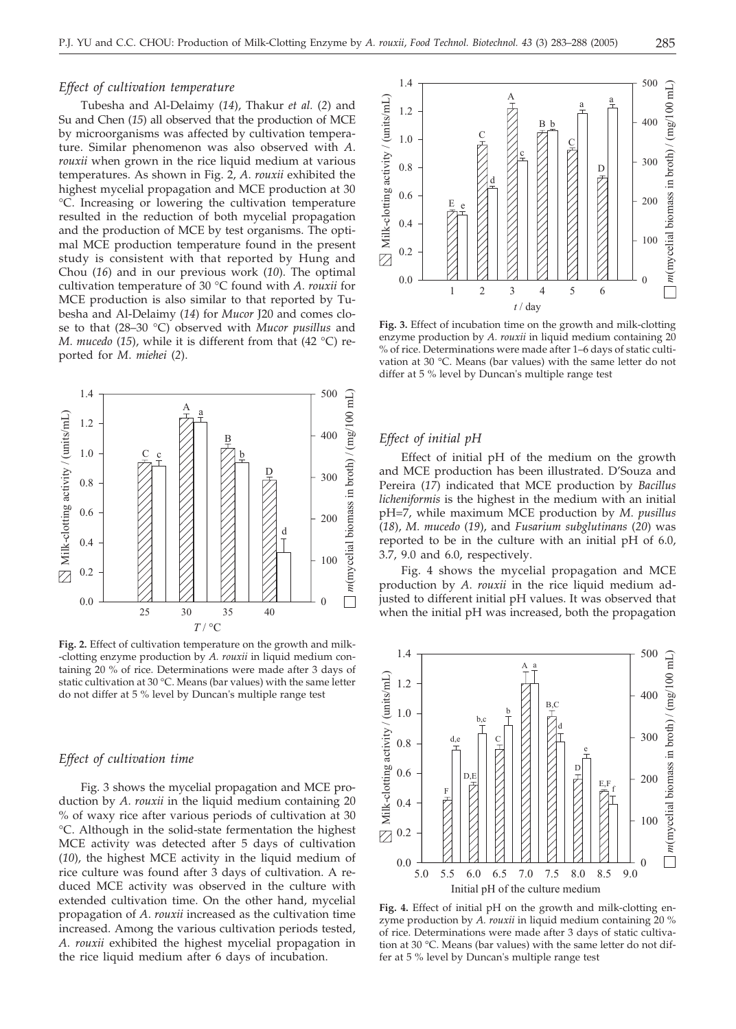### *Effect of cultivation temperature*

Tubesha and Al-Delaimy (*14*), Thakur *et al.* (*2*) and Su and Chen (*15*) all observed that the production of MCE by microorganisms was affected by cultivation temperature. Similar phenomenon was also observed with *A. rouxii* when grown in the rice liquid medium at various temperatures. As shown in Fig. 2, *A. rouxii* exhibited the highest mycelial propagation and MCE production at 30 °C. Increasing or lowering the cultivation temperature resulted in the reduction of both mycelial propagation and the production of MCE by test organisms. The optimal MCE production temperature found in the present study is consistent with that reported by Hung and Chou (*16*) and in our previous work (*10*). The optimal cultivation temperature of 30 °C found with *A. rouxii* for MCE production is also similar to that reported by Tubesha and Al-Delaimy (*14*) for *Mucor* J20 and comes close to that (28–30 °C) observed with *Mucor pusillus* and *M. mucedo* (*15*), while it is different from that (42 °C) reported for *M. miehei* (*2*).

**Fig. 2.** Effect of cultivation temperature on the growth and milk-clotting enzyme production by *A. rouxii* in liquid medium containing 20 % of rice. Determinations were made after 3 days of static cultivation at 30 °C. Means (bar values) with the same letter do not differ at 5 % level by Duncan's multiple range test

### *Effect of cultivation time*

Fig. 3 shows the mycelial propagation and MCE production by *A. rouxii* in the liquid medium containing 20 % of waxy rice after various periods of cultivation at 30 °C. Although in the solid-state fermentation the highest MCE activity was detected after 5 days of cultivation (*10*), the highest MCE activity in the liquid medium of rice culture was found after 3 days of cultivation. A reduced MCE activity was observed in the culture with extended cultivation time. On the other hand, mycelial propagation of *A. rouxii* increased as the cultivation time increased. Among the various cultivation periods tested, *A. rouxii* exhibited the highest mycelial propagation in the rice liquid medium after 6 days of incubation.

**Fig. 3.** Effect of incubation time on the growth and milk-clotting enzyme production by *A. rouxii* in liquid medium containing 20 % of rice. Determinations were made after 1–6 days of static cultivation at 30 °C. Means (bar values) with the same letter do not differ at 5 % level by Duncan's multiple range test

### *Effect of initial pH*

Effect of initial pH of the medium on the growth and MCE production has been illustrated. D'Souza and Pereira (*17*) indicated that MCE production by *Bacillus licheniformis* is the highest in the medium with an initial pH=7, while maximum MCE production by *M. pusillus* (*18*), *M. mucedo* (*19*), and *Fusarium subglutinans* (*20*) was reported to be in the culture with an initial pH of 6.0, 3.7, 9.0 and 6.0, respectively.

Fig. 4 shows the mycelial propagation and MCE production by *A. rouxii* in the rice liquid medium adjusted to different initial pH values. It was observed that when the initial pH was increased, both the propagation

**Fig. 4.** Effect of initial pH on the growth and milk-clotting enzyme production by *A. rouxii* in liquid medium containing 20 % of rice. Determinations were made after 3 days of static cultivation at 30 °C. Means (bar values) with the same letter do not differ at 5 % level by Duncan's multiple range test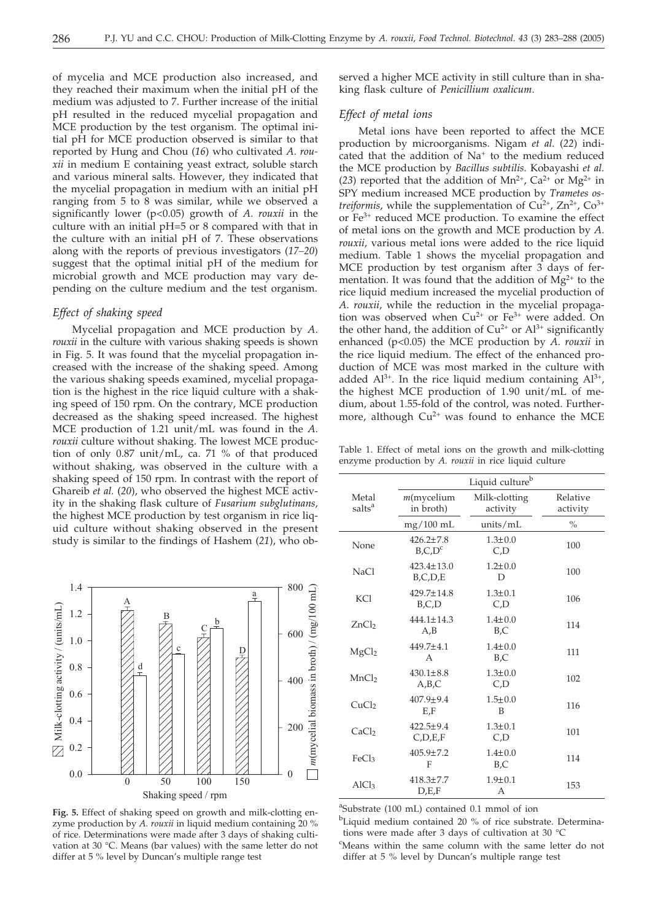of mycelia and MCE production also increased, and they reached their maximum when the initial pH of the medium was adjusted to 7. Further increase of the initial pH resulted in the reduced mycelial propagation and MCE production by the test organism. The optimal initial pH for MCE production observed is similar to that reported by Hung and Chou (*16*) who cultivated *A. rouxii* in medium E containing yeast extract, soluble starch and various mineral salts. However, they indicated that the mycelial propagation in medium with an initial pH ranging from 5 to 8 was similar, while we observed a significantly lower ($p<0.05$) growth of *A. rouxii* in the culture with an initial pH=5 or 8 compared with that in the culture with an initial pH of 7. These observations along with the reports of previous investigators (*17–20*) suggest that the optimal initial pH of the medium for microbial growth and MCE production may vary depending on the culture medium and the test organism.

### *Effect of shaking speed*

Mycelial propagation and MCE production by *A. rouxii* in the culture with various shaking speeds is shown in Fig. 5. It was found that the mycelial propagation increased with the increase of the shaking speed. Among the various shaking speeds examined, mycelial propagation is the highest in the rice liquid culture with a shaking speed of 150 rpm. On the contrary, MCE production decreased as the shaking speed increased. The highest MCE production of 1.21 unit/mL was found in the *A. rouxii* culture without shaking. The lowest MCE production of only 0.87 unit/mL, ca. 71 % of that produced without shaking, was observed in the culture with a shaking speed of 150 rpm. In contrast with the report of Ghareib *et al.* (*20*), who observed the highest MCE activity in the shaking flask culture of *Fusarium subglutinans*, the highest MCE production by test organism in rice liquid culture without shaking observed in the present study is similar to the findings of Hashem (*21*), who observed a higher MCE activity in still culture than in shaking flask culture of *Penicillium oxalicum*.

**Fig. 5.** Effect of shaking speed on growth and milk-clotting enzyme production by *A. rouxii* in liquid medium containing 20 % of rice. Determinations were made after 3 days of shaking cultivation at 30 °C. Means (bar values) with the same letter do not differ at 5 % level by Duncan's multiple range test

### *Effect of metal ions*

Metal ions have been reported to affect the MCE production by microorganisms. Nigam *et al.* (*22*) indicated that the addition of $Na^{+}$ to the medium reduced the MCE production by *Bacillus subtilis*. Kobayashi *et al.* (*23*) reported that the addition of $Mn^{2+}$, $Ca^{2+}$ or $Mg^{2+}$ in SPY medium increased MCE production by *Trametes ostreiformis*, while the supplementation of $Cu^{2+}$, $Zn^{2+}$, $Co^{3+}$ or $Fe^{3+}$ reduced MCE production. To examine the effect of metal ions on the growth and MCE production by *A. rouxii*, various metal ions were added to the rice liquid medium. Table 1 shows the mycelial propagation and MCE production by test organism after 3 days of fermentation. It was found that the addition of $Mg^{2+}$ to the rice liquid medium increased the mycelial production of *A. rouxii*, while the reduction in the mycelial propagation was observed when $Cu^{2+}$ or $Fe^{3+}$ were added. On the other hand, the addition of $Cu^{2+}$ or $Al^{3+}$ significantly enhanced ($p<0.05$) the MCE production by *A. rouxii* in the rice liquid medium. The effect of the enhanced production of MCE was most marked in the culture with added $Al^{3+}$. In the rice liquid medium containing $Al^{3+}$, the highest MCE production of 1.90 unit/mL of medium, about 1.55-fold of the control, was noted. Furthermore, although $Cu^{2+}$ was found to enhance the MCE

Table 1. Effect of metal ions on the growth and milk-clotting enzyme production by *A. rouxii* in rice liquid culture

| Metal salts[a] | Liquid culture[b] | | |
|---|---|---|---|
| | $m$(mycelium in broth) | Milk-clotting activity | Relative activity |
| | mg/100 mL | units/mL | % |
| None | 426.2±7.8 B,C,D[c] | 1.3±0.0 C,D | 100 |
| NaCl | 423.4±13.0 B,C,D,E | 1.2±0.0 D | 100 |
| KCl | 429.7±14.8 B,C,D | 1.3±0.1 C,D | 106 |
| $ZnCl_2$ | 444.1±14.3 A,B | 1.4±0.0 B,C | 114 |
| $MgCl_2$ | 449.7±4.1 A | 1.4±0.0 B,C | 111 |
| $MnCl_2$ | 430.1±8.8 A,B,C | 1.3±0.0 C,D | 102 |
| $CuCl_2$ | 407.9±9.4 E,F | 1.5±0.0 B | 116 |
| $CaCl_2$ | 422.5±9.4 C,D,E,F | 1.3±0.1 C,D | 101 |
| $FeCl_3$ | 405.9±7.2 F | 1.4±0.0 B,C | 114 |
| $AlCl_3$ | 418.3±7.7 D,E,F | 1.9±0.1 A | 153 |

[a]Substrate (100 mL) contained 0.1 mmol of ion

[b]Liquid medium contained 20 % of rice substrate. Determinations were made after 3 days of cultivation at 30 °C

[c]Means within the same column with the same letter do not differ at 5 % level by Duncan's multiple range test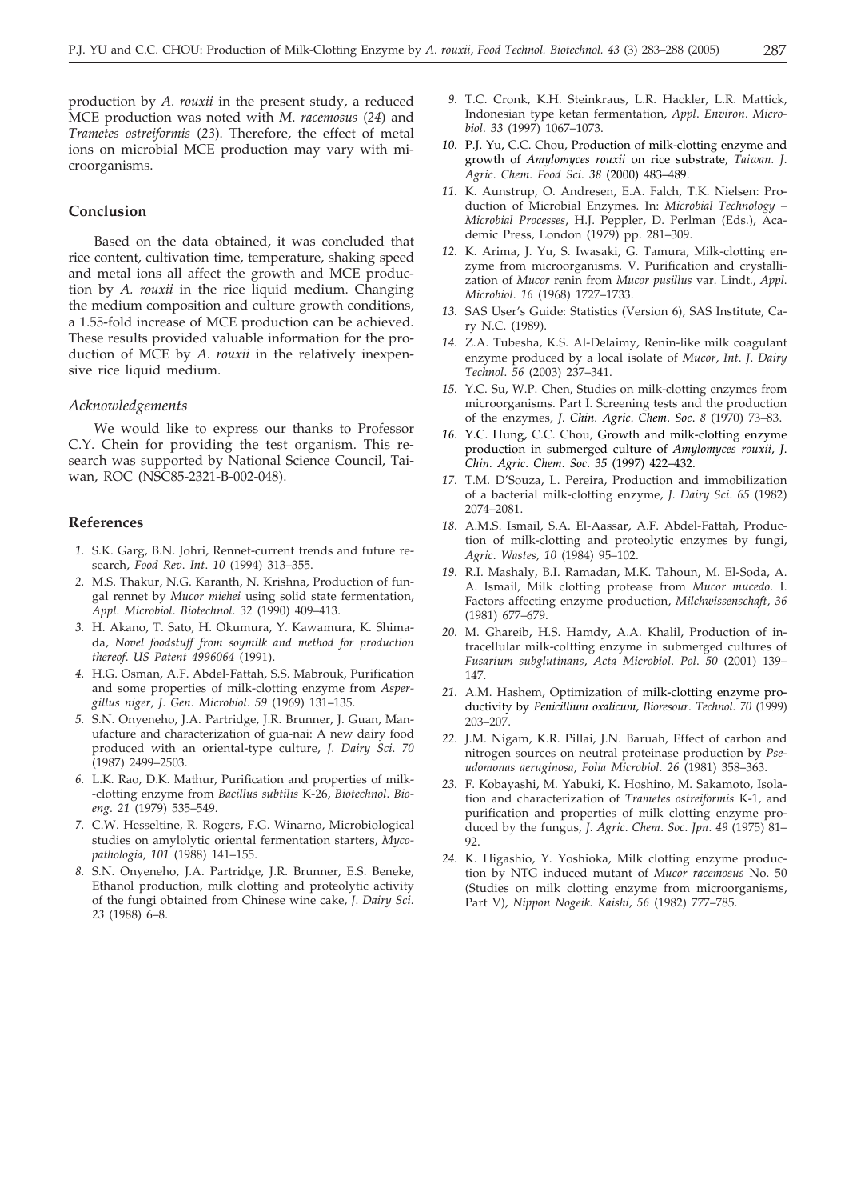production by *A. rouxii* in the present study, a reduced MCE production was noted with *M. racemosus* (*24*) and *Trametes ostreiformis* (*23*). Therefore, the effect of metal ions on microbial MCE production may vary with microorganisms.

## Conclusion

Based on the data obtained, it was concluded that rice content, cultivation time, temperature, shaking speed and metal ions all affect the growth and MCE production by *A. rouxii* in the rice liquid medium. Changing the medium composition and culture growth conditions, a 1.55-fold increase of MCE production can be achieved. These results provided valuable information for the production of MCE by *A. rouxii* in the relatively inexpensive rice liquid medium.

### *Acknowledgements*

We would like to express our thanks to Professor C.Y. Chein for providing the test organism. This research was supported by National Science Council, Taiwan, ROC (NSC85-2321-B-002-048).

## References

1. S.K. Garg, B.N. Johri, Rennet-current trends and future research, *Food Rev. Int. 10* (1994) 313–355.
2. M.S. Thakur, N.G. Karanth, N. Krishna, Production of fungal rennet by *Mucor miehei* using solid state fermentation, *Appl. Microbiol. Biotechnol. 32* (1990) 409–413.
3. H. Akano, T. Sato, H. Okumura, Y. Kawamura, K. Shimada, *Novel foodstuff from soymilk and method for production thereof. US Patent 4996064* (1991).
4. H.G. Osman, A.F. Abdel-Fattah, S.S. Mabrouk, Purification and some properties of milk-clotting enzyme from *Aspergillus niger*, *J. Gen. Microbiol. 59* (1969) 131–135.
5. S.N. Onyeneho, J.A. Partridge, J.R. Brunner, J. Guan, Manufacture and characterization of gua-nai: A new dairy food produced with an oriental-type culture, *J. Dairy Sci. 70* (1987) 2499–2503.
6. L.K. Rao, D.K. Mathur, Purification and properties of milk-clotting enzyme from *Bacillus subtilis* K-26, *Biotechnol. Bioeng. 21* (1979) 535–549.
7. C.W. Hesseltine, R. Rogers, F.G. Winarno, Microbiological studies on amylolytic oriental fermentation starters, *Mycopathologia, 101* (1988) 141–155.
8. S.N. Onyeneho, J.A. Partridge, J.R. Brunner, E.S. Beneke, Ethanol production, milk clotting and proteolytic activity of the fungi obtained from Chinese wine cake, *J. Dairy Sci. 23* (1988) 6–8.
9. T.C. Cronk, K.H. Steinkraus, L.R. Hackler, L.R. Mattick, Indonesian type ketan fermentation, *Appl. Environ. Microbiol. 33* (1997) 1067–1073.
10. P.J. Yu, C.C. Chou, Production of milk-clotting enzyme and growth of *Amylomyces rouxii* on rice substrate, *Taiwan. J. Agric. Chem. Food Sci. 38* (2000) 483–489.
11. K. Aunstrup, O. Andresen, E.A. Falch, T.K. Nielsen: Production of Microbial Enzymes. In: *Microbial Technology – Microbial Processes*, H.J. Peppler, D. Perlman (Eds.), Academic Press, London (1979) pp. 281–309.
12. K. Arima, J. Yu, S. Iwasaki, G. Tamura, Milk-clotting enzyme from microorganisms. V. Purification and crystallization of *Mucor* renin from *Mucor pusillus* var. Lindt., *Appl. Microbiol. 16* (1968) 1727–1733.
13. SAS User's Guide: Statistics (Version 6), SAS Institute, Cary N.C. (1989).
14. Z.A. Tubesha, K.S. Al-Delaimy, Renin-like milk coagulant enzyme produced by a local isolate of *Mucor*, *Int. J. Dairy Technol. 56* (2003) 237–341.
15. Y.C. Su, W.P. Chen, Studies on milk-clotting enzymes from microorganisms. Part I. Screening tests and the production of the enzymes, *J. Chin. Agric. Chem. Soc. 8* (1970) 73–83.
16. Y.C. Hung, C.C. Chou, Growth and milk-clotting enzyme production in submerged culture of *Amylomyces rouxii*, *J. Chin. Agric. Chem. Soc. 35* (1997) 422–432.
17. T.M. D'Souza, L. Pereira, Production and immobilization of a bacterial milk-clotting enzyme, *J. Dairy Sci. 65* (1982) 2074–2081.
18. A.M.S. Ismail, S.A. El-Aassar, A.F. Abdel-Fattah, Production of milk-clotting and proteolytic enzymes by fungi, *Agric. Wastes, 10* (1984) 95–102.
19. R.I. Mashaly, B.I. Ramadan, M.K. Tahoun, M. El-Soda, A. A. Ismail, Milk clotting protease from *Mucor mucedo*. I. Factors affecting enzyme production, *Milchwissenschaft, 36* (1981) 677–679.
20. M. Ghareib, H.S. Hamdy, A.A. Khalil, Production of intracellular milk-coltting enzyme in submerged cultures of *Fusarium subglutinans*, *Acta Microbiol. Pol. 50* (2001) 139–147.
21. A.M. Hashem, Optimization of milk-clotting enzyme productivity by *Penicillium oxalicum*, *Bioresour. Technol. 70* (1999) 203–207.
22. J.M. Nigam, K.R. Pillai, J.N. Baruah, Effect of carbon and nitrogen sources on neutral proteinase production by *Pseudomonas aeruginosa*, *Folia Microbiol. 26* (1981) 358–363.
23. F. Kobayashi, M. Yabuki, K. Hoshino, M. Sakamoto, Isolation and characterization of *Trametes ostreiformis* K-1, and purification and properties of milk clotting enzyme produced by the fungus, *J. Agric. Chem. Soc. Jpn. 49* (1975) 81–92.
24. K. Higashio, Y. Yoshioka, Milk clotting enzyme production by NTG induced mutant of *Mucor racemosus* No. 50 (Studies on milk clotting enzyme from microorganisms, Part V), *Nippon Nogeik. Kaishi, 56* (1982) 777–785.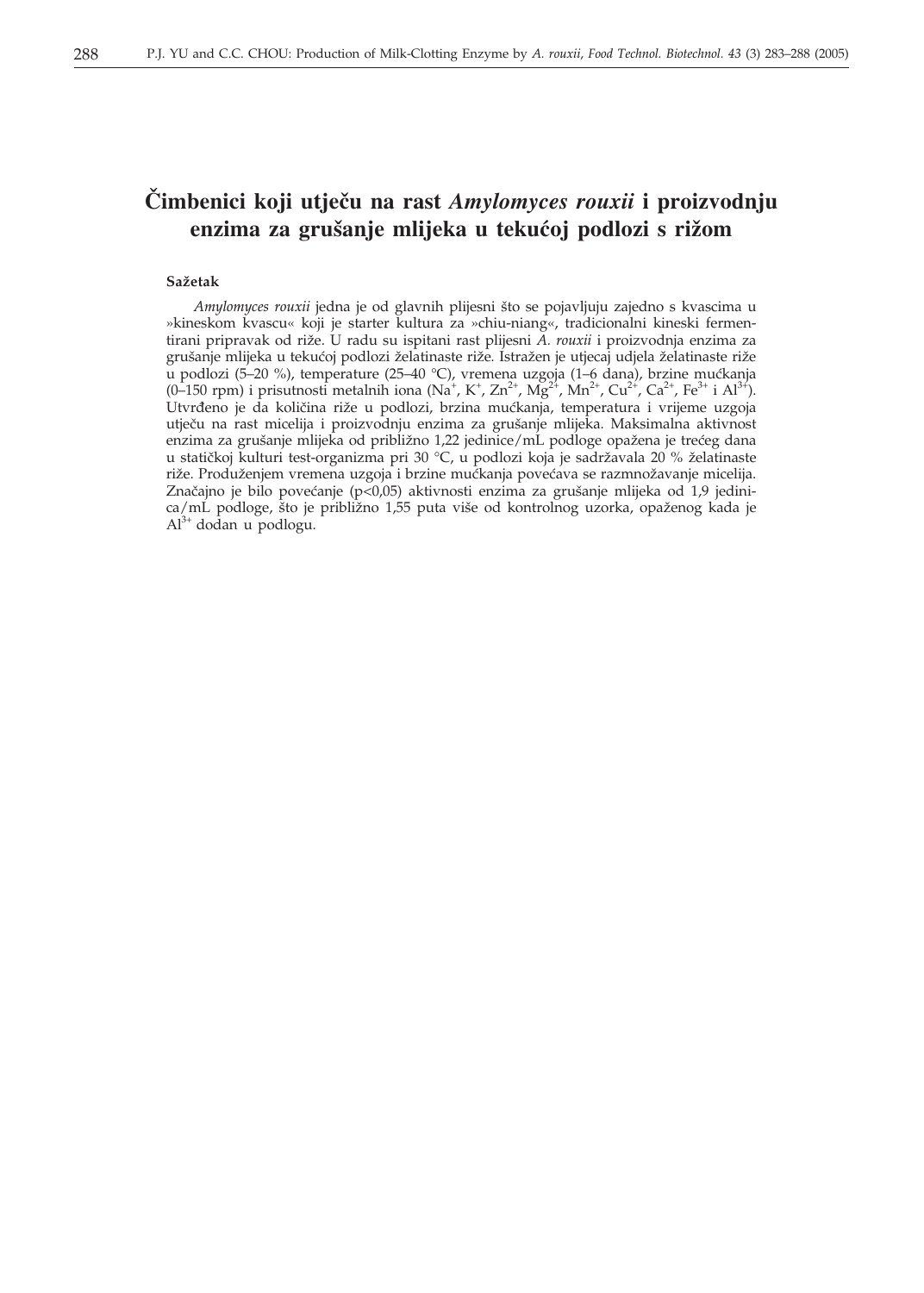# Čimbenici koji utječu na rast *Amylomyces rouxii* i proizvodnju enzima za grušanje mlijeka u tekućoj podlozi s rižom

## Sažetak

*Amylomyces rouxii* jedna je od glavnih plijesni što se pojavljuju zajedno s kvascima u »kineskom kvascu« koji je starter kultura za »chiu-niang«, tradicionalni kineski fermentirani pripravak od riže. U radu su ispitani rast plijesni *A. rouxii* i proizvodnja enzima za grušanje mlijeka u tekućoj podlozi želatinaste riže. Istražen je utjecaj udjela želatinaste riže u podlozi (5–20 %), temperature (25–40 °C), vremena uzgoja (1–6 dana), brzine mućkanja (0–150 rpm) i prisutnosti metalnih iona ($Na^+$, $K^+$, $Zn^{2+}$, $Mg^{2+}$, $Mn^{2+}$, $Cu^{2+}$, $Ca^{2+}$, $Fe^{3+}$ i $Al^{3+}$). Utvrđeno je da količina riže u podlozi, brzina mućkanja, temperatura i vrijeme uzgoja utječu na rast micelija i proizvodnju enzima za grušanje mlijeka. Maksimalna aktivnost enzima za grušanje mlijeka od približno 1,22 jedinice/mL podloge opažena je trećeg dana u statičkoj kulturi test-organizma pri 30 °C, u podlozi koja je sadržavala 20 % želatinaste riže. Produženjem vremena uzgoja i brzine mućkanja povećava se razmnožavanje micelija. Značajno je bilo povećanje ($p<0,05$) aktivnosti enzima za grušanje mlijeka od 1,9 jedinica/mL podloge, što je približno 1,55 puta više od kontrolnog uzorka, opaženog kada je $Al^{3+}$ dodan u podlogu.